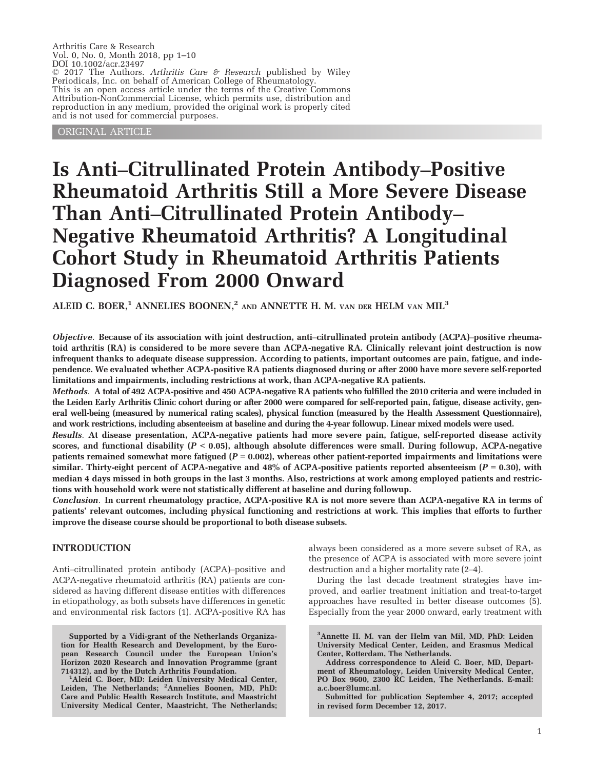Arthritis Care & Research
Vol. 0, No. 0, Month 2018, pp 1–10
DOI 10.1002/acr.23497
© 2017 The Authors. *Arthritis Care & Research* published by Wiley Periodicals, Inc. on behalf of American College of Rheumatology.
This is an open access article under the terms of the Creative Commons Attribution-NonCommercial License, which permits use, distribution and reproduction in any medium, provided the original work is properly cited and is not used for commercial purposes.

ORIGINAL ARTICLE

# Is Anti–Citrullinated Protein Antibody–Positive Rheumatoid Arthritis Still a More Severe Disease Than Anti–Citrullinated Protein Antibody–Negative Rheumatoid Arthritis? A Longitudinal Cohort Study in Rheumatoid Arthritis Patients Diagnosed From 2000 Onward

ALEID C. BOER,[1] ANNELIES BOONEN,[2] AND ANNETTE H. M. VAN DER HELM VAN MIL[3]

***Objective*.** **Because of its association with joint destruction, anti–citrullinated protein antibody (ACPA)–positive rheumatoid arthritis (RA) is considered to be more severe than ACPA-negative RA. Clinically relevant joint destruction is now infrequent thanks to adequate disease suppression. According to patients, important outcomes are pain, fatigue, and independence. We evaluated whether ACPA-positive RA patients diagnosed during or after 2000 have more severe self-reported limitations and impairments, including restrictions at work, than ACPA-negative RA patients.**

***Methods*.** **A total of 492 ACPA-positive and 450 ACPA-negative RA patients who fulfilled the 2010 criteria and were included in the Leiden Early Arthritis Clinic cohort during or after 2000 were compared for self-reported pain, fatigue, disease activity, general well-being (measured by numerical rating scales), physical function (measured by the Health Assessment Questionnaire), and work restrictions, including absenteeism at baseline and during the 4-year followup. Linear mixed models were used.**

***Results*.** **At disease presentation, ACPA-negative patients had more severe pain, fatigue, self-reported disease activity scores, and functional disability ($P < 0.05$), although absolute differences were small. During followup, ACPA-negative patients remained somewhat more fatigued ($P = 0.002$), whereas other patient-reported impairments and limitations were similar. Thirty-eight percent of ACPA-negative and 48% of ACPA-positive patients reported absenteeism ($P = 0.30$), with median 4 days missed in both groups in the last 3 months. Also, restrictions at work among employed patients and restrictions with household work were not statistically different at baseline and during followup.**

***Conclusion*.** **In current rheumatology practice, ACPA-positive RA is not more severe than ACPA-negative RA in terms of patients' relevant outcomes, including physical functioning and restrictions at work. This implies that efforts to further improve the disease course should be proportional to both disease subsets.**

## INTRODUCTION

Anti–citrullinated protein antibody (ACPA)–positive and ACPA-negative rheumatoid arthritis (RA) patients are considered as having different disease entities with differences in etiopathology, as both subsets have differences in genetic and environmental risk factors (1). ACPA-positive RA has always been considered as a more severe subset of RA, as the presence of ACPA is associated with more severe joint destruction and a higher mortality rate (2–4).

During the last decade treatment strategies have improved, and earlier treatment initiation and treat-to-target approaches have resulted in better disease outcomes (5). Especially from the year 2000 onward, early treatment with

**Supported by a Vidi-grant of the Netherlands Organization for Health Research and Development, by the European Research Council under the European Union's Horizon 2020 Research and Innovation Programme (grant 714312), and by the Dutch Arthritis Foundation.**

**[1]Aleid C. Boer, MD: Leiden University Medical Center, Leiden, The Netherlands; [2]Annelies Boonen, MD, PhD: Care and Public Health Research Institute, and Maastricht University Medical Center, Maastricht, The Netherlands; [3]Annette H. M. van der Helm van Mil, MD, PhD: Leiden University Medical Center, Leiden, and Erasmus Medical Center, Rotterdam, The Netherlands.**

**Address correspondence to Aleid C. Boer, MD, Department of Rheumatology, Leiden University Medical Center, PO Box 9600, 2300 RC Leiden, The Netherlands. E-mail: a.c.boer@lumc.nl.**

**Submitted for publication September 4, 2017; accepted in revised form December 12, 2017.**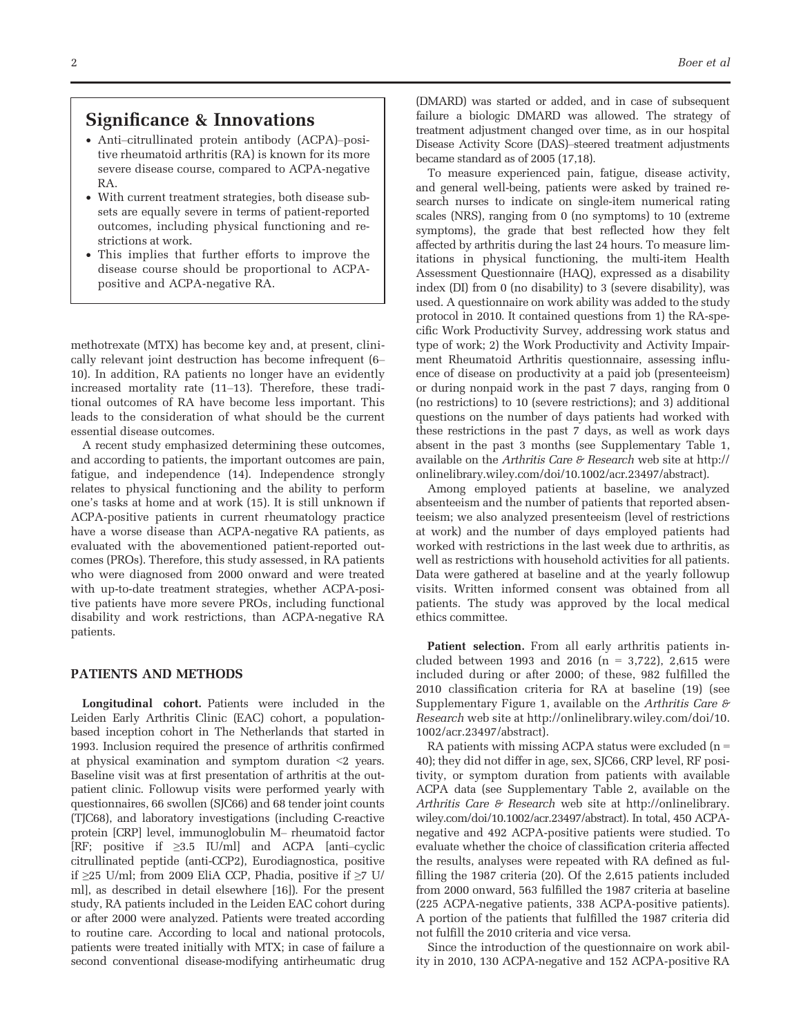## Significance & Innovations

- Anti–citrullinated protein antibody (ACPA)–positive rheumatoid arthritis (RA) is known for its more severe disease course, compared to ACPA-negative RA.
- With current treatment strategies, both disease subsets are equally severe in terms of patient-reported outcomes, including physical functioning and restrictions at work.
- This implies that further efforts to improve the disease course should be proportional to ACPA-positive and ACPA-negative RA.

methotrexate (MTX) has become key and, at present, clinically relevant joint destruction has become infrequent (6–10). In addition, RA patients no longer have an evidently increased mortality rate (11–13). Therefore, these traditional outcomes of RA have become less important. This leads to the consideration of what should be the current essential disease outcomes.

A recent study emphasized determining these outcomes, and according to patients, the important outcomes are pain, fatigue, and independence (14). Independence strongly relates to physical functioning and the ability to perform one's tasks at home and at work (15). It is still unknown if ACPA-positive patients in current rheumatology practice have a worse disease than ACPA-negative RA patients, as evaluated with the abovementioned patient-reported outcomes (PROs). Therefore, this study assessed, in RA patients who were diagnosed from 2000 onward and were treated with up-to-date treatment strategies, whether ACPA-positive patients have more severe PROs, including functional disability and work restrictions, than ACPA-negative RA patients.

## PATIENTS AND METHODS

**Longitudinal cohort.** Patients were included in the Leiden Early Arthritis Clinic (EAC) cohort, a population-based inception cohort in The Netherlands that started in 1993. Inclusion required the presence of arthritis confirmed at physical examination and symptom duration <2 years. Baseline visit was at first presentation of arthritis at the outpatient clinic. Followup visits were performed yearly with questionnaires, 66 swollen (SJC66) and 68 tender joint counts (TJC68), and laboratory investigations (including C-reactive protein [CRP] level, immunoglobulin M– rheumatoid factor [RF; positive if ≥3.5 IU/ml] and ACPA [anti–cyclic citrullinated peptide (anti-CCP2), Eurodiagnostica, positive if ≥25 U/ml; from 2009 EliA CCP, Phadia, positive if ≥7 U/ml], as described in detail elsewhere [16]). For the present study, RA patients included in the Leiden EAC cohort during or after 2000 were analyzed. Patients were treated according to routine care. According to local and national protocols, patients were treated initially with MTX; in case of failure a second conventional disease-modifying antirheumatic drug (DMARD) was started or added, and in case of subsequent failure a biologic DMARD was allowed. The strategy of treatment adjustment changed over time, as in our hospital Disease Activity Score (DAS)–steered treatment adjustments became standard as of 2005 (17,18).

To measure experienced pain, fatigue, disease activity, and general well-being, patients were asked by trained research nurses to indicate on single-item numerical rating scales (NRS), ranging from 0 (no symptoms) to 10 (extreme symptoms), the grade that best reflected how they felt affected by arthritis during the last 24 hours. To measure limitations in physical functioning, the multi-item Health Assessment Questionnaire (HAQ), expressed as a disability index (DI) from 0 (no disability) to 3 (severe disability), was used. A questionnaire on work ability was added to the study protocol in 2010. It contained questions from 1) the RA-specific Work Productivity Survey, addressing work status and type of work; 2) the Work Productivity and Activity Impairment Rheumatoid Arthritis questionnaire, assessing influence of disease on productivity at a paid job (presenteeism) or during nonpaid work in the past 7 days, ranging from 0 (no restrictions) to 10 (severe restrictions); and 3) additional questions on the number of days patients had worked with these restrictions in the past 7 days, as well as work days absent in the past 3 months (see Supplementary Table 1, available on the *Arthritis Care & Research* web site at http://onlinelibrary.wiley.com/doi/10.1002/acr.23497/abstract).

Among employed patients at baseline, we analyzed absenteeism and the number of patients that reported absenteeism; we also analyzed presenteeism (level of restrictions at work) and the number of days employed patients had worked with restrictions in the last week due to arthritis, as well as restrictions with household activities for all patients. Data were gathered at baseline and at the yearly followup visits. Written informed consent was obtained from all patients. The study was approved by the local medical ethics committee.

**Patient selection.** From all early arthritis patients included between 1993 and 2016 (n = 3,722), 2,615 were included during or after 2000; of these, 982 fulfilled the 2010 classification criteria for RA at baseline (19) (see Supplementary Figure 1, available on the *Arthritis Care & Research* web site at http://onlinelibrary.wiley.com/doi/10.1002/acr.23497/abstract).

RA patients with missing ACPA status were excluded (n = 40); they did not differ in age, sex, SJC66, CRP level, RF positivity, or symptom duration from patients with available ACPA data (see Supplementary Table 2, available on the *Arthritis Care & Research* web site at http://onlinelibrary.wiley.com/doi/10.1002/acr.23497/abstract). In total, 450 ACPA-negative and 492 ACPA-positive patients were studied. To evaluate whether the choice of classification criteria affected the results, analyses were repeated with RA defined as fulfilling the 1987 criteria (20). Of the 2,615 patients included from 2000 onward, 563 fulfilled the 1987 criteria at baseline (225 ACPA-negative patients, 338 ACPA-positive patients). A portion of the patients that fulfilled the 1987 criteria did not fulfill the 2010 criteria and vice versa.

Since the introduction of the questionnaire on work ability in 2010, 130 ACPA-negative and 152 ACPA-positive RA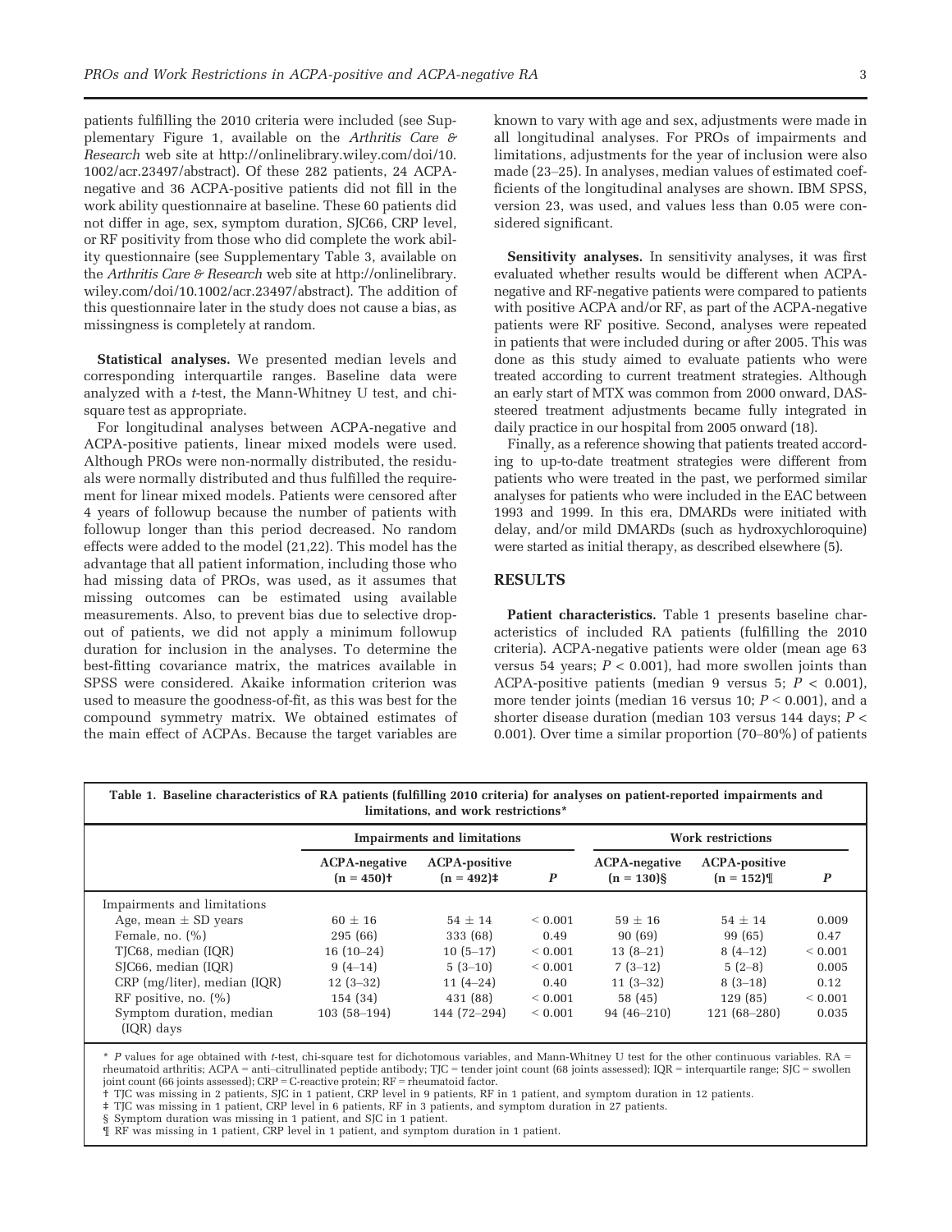patients fulfilling the 2010 criteria were included (see Supplementary Figure 1, available on the *Arthritis Care & Research* web site at http://onlinelibrary.wiley.com/doi/10.1002/acr.23497/abstract). Of these 282 patients, 24 ACPA-negative and 36 ACPA-positive patients did not fill in the work ability questionnaire at baseline. These 60 patients did not differ in age, sex, symptom duration, SJC66, CRP level, or RF positivity from those who did complete the work ability questionnaire (see Supplementary Table 3, available on the *Arthritis Care & Research* web site at http://onlinelibrary.wiley.com/doi/10.1002/acr.23497/abstract). The addition of this questionnaire later in the study does not cause a bias, as missingness is completely at random.

**Statistical analyses.** We presented median levels and corresponding interquartile ranges. Baseline data were analyzed with a *t*-test, the Mann-Whitney U test, and chi-square test as appropriate.

For longitudinal analyses between ACPA-negative and ACPA-positive patients, linear mixed models were used. Although PROs were non-normally distributed, the residuals were normally distributed and thus fulfilled the requirement for linear mixed models. Patients were censored after 4 years of followup because the number of patients with followup longer than this period decreased. No random effects were added to the model (21,22). This model has the advantage that all patient information, including those who had missing data of PROs, was used, as it assumes that missing outcomes can be estimated using available measurements. Also, to prevent bias due to selective dropout of patients, we did not apply a minimum followup duration for inclusion in the analyses. To determine the best-fitting covariance matrix, the matrices available in SPSS were considered. Akaike information criterion was used to measure the goodness-of-fit, as this was best for the compound symmetry matrix. We obtained estimates of the main effect of ACPAs. Because the target variables are known to vary with age and sex, adjustments were made in all longitudinal analyses. For PROs of impairments and limitations, adjustments for the year of inclusion were also made (23–25). In analyses, median values of estimated coefficients of the longitudinal analyses are shown. IBM SPSS, version 23, was used, and values less than 0.05 were considered significant.

**Sensitivity analyses.** In sensitivity analyses, it was first evaluated whether results would be different when ACPA-negative and RF-negative patients were compared to patients with positive ACPA and/or RF, as part of the ACPA-negative patients were RF positive. Second, analyses were repeated in patients that were included during or after 2005. This was done as this study aimed to evaluate patients who were treated according to current treatment strategies. Although an early start of MTX was common from 2000 onward, DAS-steered treatment adjustments became fully integrated in daily practice in our hospital from 2005 onward (18).

Finally, as a reference showing that patients treated according to up-to-date treatment strategies were different from patients who were treated in the past, we performed similar analyses for patients who were included in the EAC between 1993 and 1999. In this era, DMARDs were initiated with delay, and/or mild DMARDs (such as hydroxychloroquine) were started as initial therapy, as described elsewhere (5).

## RESULTS

**Patient characteristics.** Table 1 presents baseline characteristics of included RA patients (fulfilling the 2010 criteria). ACPA-negative patients were older (mean age 63 versus 54 years; $P < 0.001$), had more swollen joints than ACPA-positive patients (median 9 versus 5; $P < 0.001$), more tender joints (median 16 versus 10; $P < 0.001$), and a shorter disease duration (median 103 versus 144 days; $P < 0.001$). Over time a similar proportion (70–80%) of patients

**Table 1. Baseline characteristics of RA patients (fulfilling 2010 criteria) for analyses on patient-reported impairments and limitations, and work restrictions***

| | Impairments and limitations | | | Work restrictions | | |
|---|---|---|---|---|---|---|
| | ACPA-negative (n = 450)† | ACPA-positive (n = 492)‡ | *P* | ACPA-negative (n = 130)§ | ACPA-positive (n = 152)¶ | *P* |
| Impairments and limitations | | | | | | |
| Age, mean ± SD years | 60 ± 16 | 54 ± 14 | < 0.001 | 59 ± 16 | 54 ± 14 | 0.009 |
| Female, no. (%) | 295 (66) | 333 (68) | 0.49 | 90 (69) | 99 (65) | 0.47 |
| TJC68, median (IQR) | 16 (10–24) | 10 (5–17) | < 0.001 | 13 (8–21) | 8 (4–12) | < 0.001 |
| SJC66, median (IQR) | 9 (4–14) | 5 (3–10) | < 0.001 | 7 (3–12) | 5 (2–8) | 0.005 |
| CRP (mg/liter), median (IQR) | 12 (3–32) | 11 (4–24) | 0.40 | 11 (3–32) | 8 (3–18) | 0.12 |
| RF positive, no. (%) | 154 (34) | 431 (88) | < 0.001 | 58 (45) | 129 (85) | < 0.001 |
| Symptom duration, median (IQR) days | 103 (58–194) | 144 (72–294) | < 0.001 | 94 (46–210) | 121 (68–280) | 0.035 |

\* *P* values for age obtained with *t*-test, chi-square test for dichotomous variables, and Mann-Whitney U test for the other continuous variables. RA = rheumatoid arthritis; ACPA = anti–citrullinated peptide antibody; TJC = tender joint count (68 joints assessed); IQR = interquartile range; SJC = swollen joint count (66 joints assessed); CRP = C-reactive protein; RF = rheumatoid factor.
† TJC was missing in 2 patients, SJC in 1 patient, CRP level in 9 patients, RF in 1 patient, and symptom duration in 12 patients.
‡ TJC was missing in 1 patient, CRP level in 6 patients, RF in 3 patients, and symptom duration in 27 patients.
§ Symptom duration was missing in 1 patient, and SJC in 1 patient.
¶ RF was missing in 1 patient, CRP level in 1 patient, and symptom duration in 1 patient.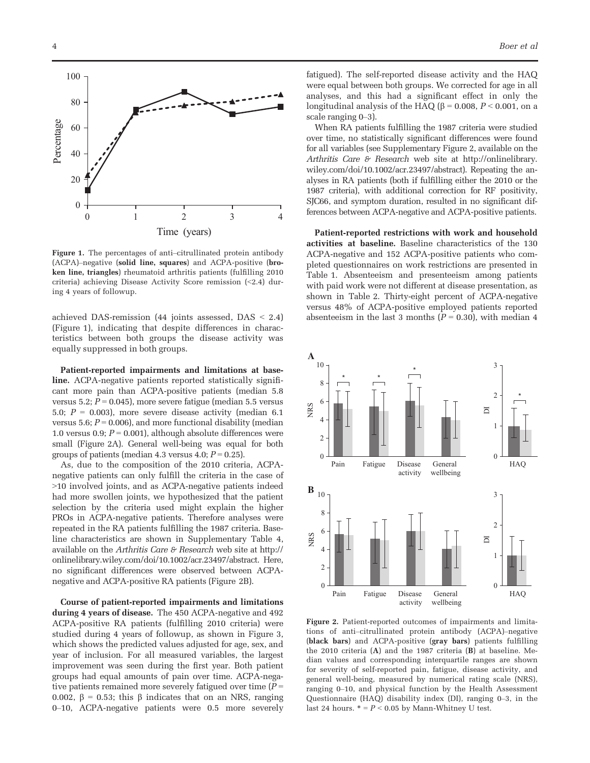Figure 1. The percentages of anti–citrullinated protein antibody (ACPA)–negative (**solid line, squares**) and ACPA-positive (**broken line, triangles**) rheumatoid arthritis patients (fulfilling 2010 criteria) achieving Disease Activity Score remission (<2.4) during 4 years of followup.

achieved DAS-remission (44 joints assessed, DAS < 2.4) (Figure 1), indicating that despite differences in characteristics between both groups the disease activity was equally suppressed in both groups.

**Patient-reported impairments and limitations at baseline.** ACPA-negative patients reported statistically significant more pain than ACPA-positive patients (median 5.8 versus 5.2; $P = 0.045$), more severe fatigue (median 5.5 versus 5.0; $P = 0.003$), more severe disease activity (median 6.1 versus 5.6; $P = 0.006$), and more functional disability (median 1.0 versus 0.9; $P = 0.001$), although absolute differences were small (Figure 2A). General well-being was equal for both groups of patients (median 4.3 versus 4.0; $P = 0.25$).

As, due to the composition of the 2010 criteria, ACPA-negative patients can only fulfill the criteria in the case of >10 involved joints, and as ACPA-negative patients indeed had more swollen joints, we hypothesized that the patient selection by the criteria used might explain the higher PROs in ACPA-negative patients. Therefore analyses were repeated in the RA patients fulfilling the 1987 criteria. Baseline characteristics are shown in Supplementary Table 4, available on the *Arthritis Care & Research* web site at http://onlinelibrary.wiley.com/doi/10.1002/acr.23497/abstract. Here, no significant differences were observed between ACPA-negative and ACPA-positive RA patients (Figure 2B).

**Course of patient-reported impairments and limitations during 4 years of disease.** The 450 ACPA-negative and 492 ACPA-positive RA patients (fulfilling 2010 criteria) were studied during 4 years of followup, as shown in Figure 3, which shows the predicted values adjusted for age, sex, and year of inclusion. For all measured variables, the largest improvement was seen during the first year. Both patient groups had equal amounts of pain over time. ACPA-negative patients remained more severely fatigued over time ($P = 0.002$, $\beta = 0.53$; this $\beta$ indicates that on an NRS, ranging 0–10, ACPA-negative patients were 0.5 more severely fatigued). The self-reported disease activity and the HAQ were equal between both groups. We corrected for age in all analyses, and this had a significant effect in only the longitudinal analysis of the HAQ ($\beta = 0.008$, $P < 0.001$, on a scale ranging 0–3).

When RA patients fulfilling the 1987 criteria were studied over time, no statistically significant differences were found for all variables (see Supplementary Figure 2, available on the *Arthritis Care & Research* web site at http://onlinelibrary.wiley.com/doi/10.1002/acr.23497/abstract). Repeating the analyses in RA patients (both if fulfilling either the 2010 or the 1987 criteria), with additional correction for RF positivity, SJC66, and symptom duration, resulted in no significant differences between ACPA-negative and ACPA-positive patients.

**Patient-reported restrictions with work and household activities at baseline.** Baseline characteristics of the 130 ACPA-negative and 152 ACPA-positive patients who completed questionnaires on work restrictions are presented in Table 1. Absenteeism and presenteeism among patients with paid work were not different at disease presentation, as shown in Table 2. Thirty-eight percent of ACPA-negative versus 48% of ACPA-positive employed patients reported absenteeism in the last 3 months ($P = 0.30$), with median 4

Figure 2. Patient-reported outcomes of impairments and limitations of anti–citrullinated protein antibody (ACPA)–negative (**black bars**) and ACPA-positive (**gray bars**) patients fulfilling the 2010 criteria (**A**) and the 1987 criteria (**B**) at baseline. Median values and corresponding interquartile ranges are shown for severity of self-reported pain, fatigue, disease activity, and general well-being, measured by numerical rating scale (NRS), ranging 0–10, and physical function by the Health Assessment Questionnaire (HAQ) disability index (DI), ranging 0–3, in the last 24 hours. * = $P < 0.05$ by Mann-Whitney U test.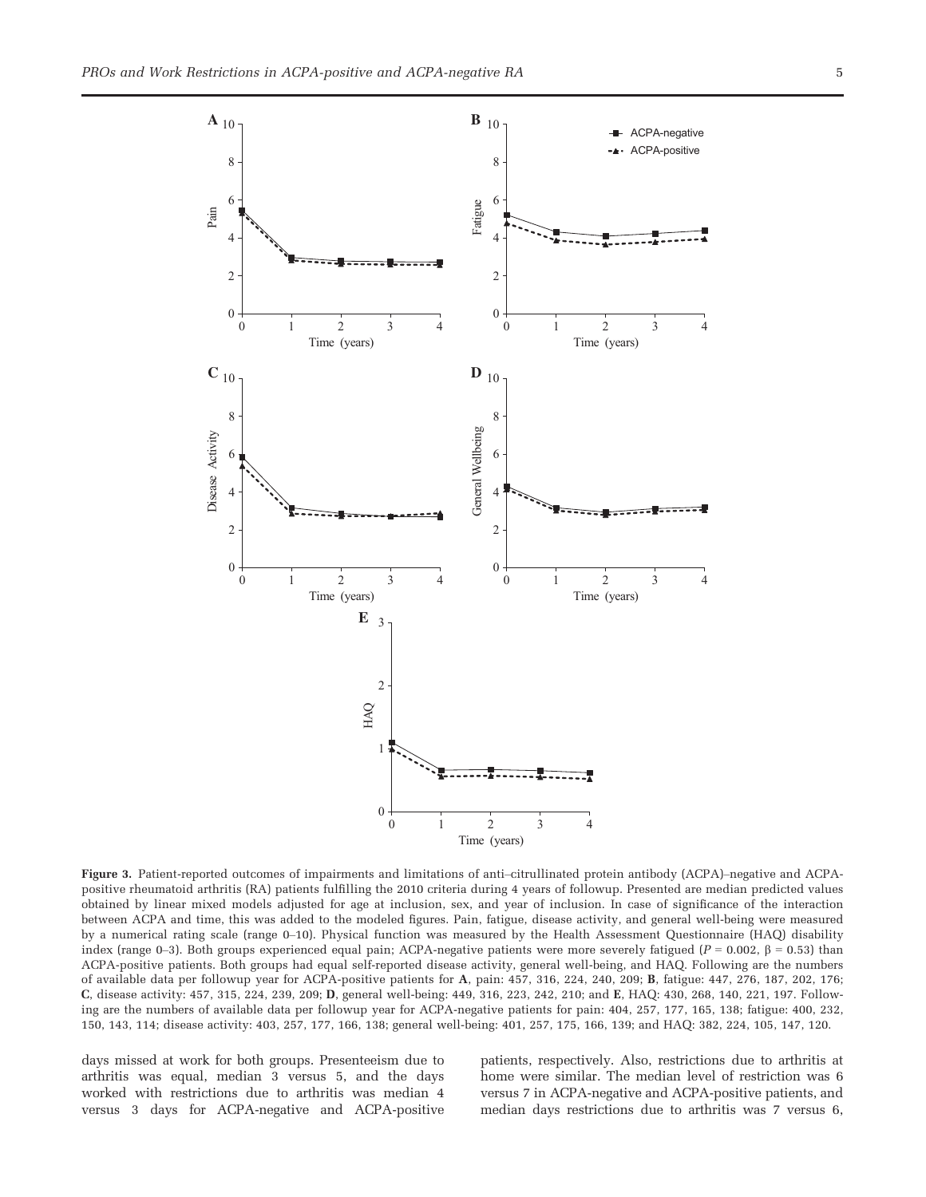**Figure 3.** Patient-reported outcomes of impairments and limitations of anti–citrullinated protein antibody (ACPA)–negative and ACPA-positive rheumatoid arthritis (RA) patients fulfilling the 2010 criteria during 4 years of followup. Presented are median predicted values obtained by linear mixed models adjusted for age at inclusion, sex, and year of inclusion. In case of significance of the interaction between ACPA and time, this was added to the modeled figures. Pain, fatigue, disease activity, and general well-being were measured by a numerical rating scale (range 0–10). Physical function was measured by the Health Assessment Questionnaire (HAQ) disability index (range 0–3). Both groups experienced equal pain; ACPA-negative patients were more severely fatigued ($P = 0.002$, $\beta = 0.53$) than ACPA-positive patients. Both groups had equal self-reported disease activity, general well-being, and HAQ. Following are the numbers of available data per followup year for ACPA-positive patients for **A**, pain: 457, 316, 224, 240, 209; **B**, fatigue: 447, 276, 187, 202, 176; **C**, disease activity: 457, 315, 224, 239, 209; **D**, general well-being: 449, 316, 223, 242, 210; and **E**, HAQ: 430, 268, 140, 221, 197. Following are the numbers of available data per followup year for ACPA-negative patients for pain: 404, 257, 177, 165, 138; fatigue: 400, 232, 150, 143, 114; disease activity: 403, 257, 177, 166, 138; general well-being: 401, 257, 175, 166, 139; and HAQ: 382, 224, 105, 147, 120.

days missed at work for both groups. Presenteeism due to arthritis was equal, median 3 versus 5, and the days worked with restrictions due to arthritis was median 4 versus 3 days for ACPA-negative and ACPA-positive patients, respectively. Also, restrictions due to arthritis at home were similar. The median level of restriction was 6 versus 7 in ACPA-negative and ACPA-positive patients, and median days restrictions due to arthritis was 7 versus 6,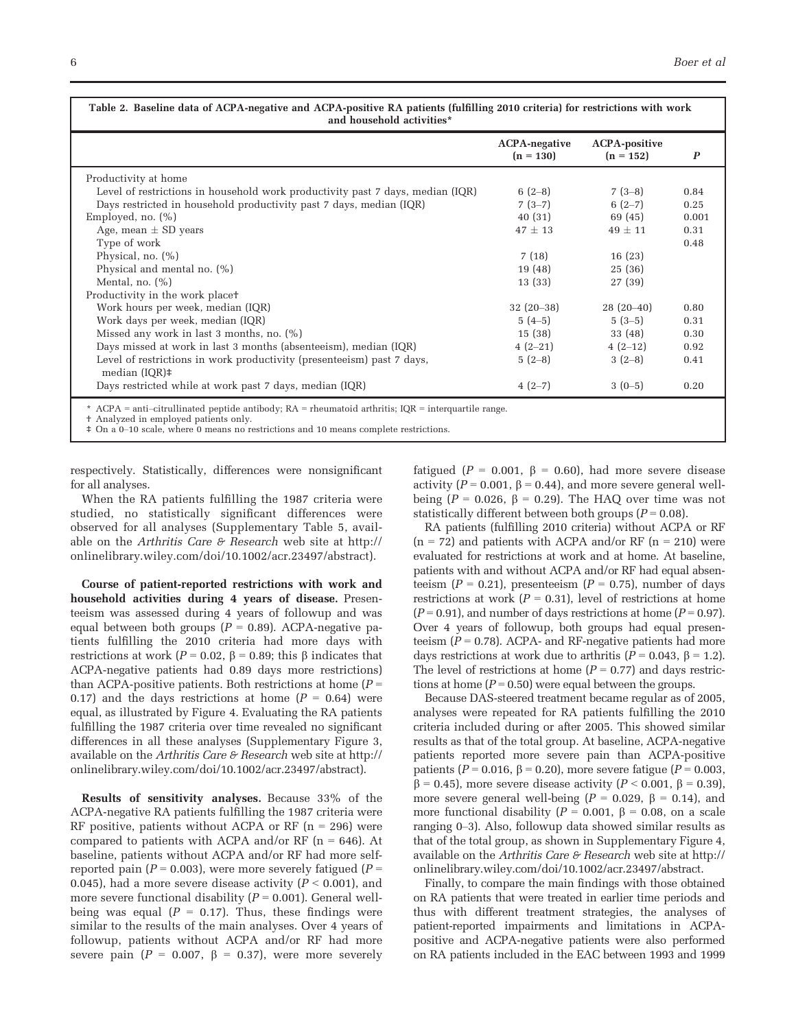**Table 2. Baseline data of ACPA-negative and ACPA-positive RA patients (fulfilling 2010 criteria) for restrictions with work and household activities***

| | ACPA-negative (n = 130) | ACPA-positive (n = 152) | P |
|---|---|---|---|
| Productivity at home | | | |
| Level of restrictions in household work productivity past 7 days, median (IQR) | 6 (2–8) | 7 (3–8) | 0.84 |
| Days restricted in household productivity past 7 days, median (IQR) | 7 (3–7) | 6 (2–7) | 0.25 |
| Employed, no. (%) | 40 (31) | 69 (45) | 0.001 |
| Age, mean ± SD years | 47 ± 13 | 49 ± 11 | 0.31 |
| Type of work | | | 0.48 |
| Physical, no. (%) | 7 (18) | 16 (23) | |
| Physical and mental no. (%) | 19 (48) | 25 (36) | |
| Mental, no. (%) | 13 (33) | 27 (39) | |
| Productivity in the work place† | | | |
| Work hours per week, median (IQR) | 32 (20–38) | 28 (20–40) | 0.80 |
| Work days per week, median (IQR) | 5 (4–5) | 5 (3–5) | 0.31 |
| Missed any work in last 3 months, no. (%) | 15 (38) | 33 (48) | 0.30 |
| Days missed at work in last 3 months (absenteeism), median (IQR) | 4 (2–21) | 4 (2–12) | 0.92 |
| Level of restrictions in work productivity (presenteeism) past 7 days, median (IQR)‡ | 5 (2–8) | 3 (2–8) | 0.41 |
| Days restricted while at work past 7 days, median (IQR) | 4 (2–7) | 3 (0–5) | 0.20 |

\* ACPA = anti–citrullinated peptide antibody; RA = rheumatoid arthritis; IQR = interquartile range.
† Analyzed in employed patients only.
‡ On a 0–10 scale, where 0 means no restrictions and 10 means complete restrictions.

respectively. Statistically, differences were nonsignificant for all analyses.

When the RA patients fulfilling the 1987 criteria were studied, no statistically significant differences were observed for all analyses (Supplementary Table 5, available on the *Arthritis Care & Research* web site at http://onlinelibrary.wiley.com/doi/10.1002/acr.23497/abstract).

**Course of patient-reported restrictions with work and household activities during 4 years of disease.** Presenteeism was assessed during 4 years of followup and was equal between both groups ($P = 0.89$). ACPA-negative patients fulfilling the 2010 criteria had more days with restrictions at work ($P = 0.02$, $\beta = 0.89$; this β indicates that ACPA-negative patients had 0.89 days more restrictions) than ACPA-positive patients. Both restrictions at home ($P = 0.17$) and the days restrictions at home ($P = 0.64$) were equal, as illustrated by Figure 4. Evaluating the RA patients fulfilling the 1987 criteria over time revealed no significant differences in all these analyses (Supplementary Figure 3, available on the *Arthritis Care & Research* web site at http://onlinelibrary.wiley.com/doi/10.1002/acr.23497/abstract).

**Results of sensitivity analyses.** Because 33% of the ACPA-negative RA patients fulfilling the 1987 criteria were RF positive, patients without ACPA or RF (n = 296) were compared to patients with ACPA and/or RF (n = 646). At baseline, patients without ACPA and/or RF had more self-reported pain ($P = 0.003$), were more severely fatigued ($P = 0.045$), had a more severe disease activity ($P < 0.001$), and more severe functional disability ($P = 0.001$). General well-being was equal ($P = 0.17$). Thus, these findings were similar to the results of the main analyses. Over 4 years of followup, patients without ACPA and/or RF had more severe pain ($P = 0.007$, $\beta = 0.37$), were more severely fatigued ($P = 0.001$, $\beta = 0.60$), had more severe disease activity ($P = 0.001$, $\beta = 0.44$), and more severe general well-being ($P = 0.026$, $\beta = 0.29$). The HAQ over time was not statistically different between both groups ($P = 0.08$).

RA patients (fulfilling 2010 criteria) without ACPA or RF (n = 72) and patients with ACPA and/or RF (n = 210) were evaluated for restrictions at work and at home. At baseline, patients with and without ACPA and/or RF had equal absenteeism ($P = 0.21$), presenteeism ($P = 0.75$), number of days restrictions at work ($P = 0.31$), level of restrictions at home ($P = 0.91$), and number of days restrictions at home ($P = 0.97$). Over 4 years of followup, both groups had equal presenteeism ($P = 0.78$). ACPA- and RF-negative patients had more days restrictions at work due to arthritis ($P = 0.043$, $\beta = 1.2$). The level of restrictions at home ($P = 0.77$) and days restrictions at home ($P = 0.50$) were equal between the groups.

Because DAS-steered treatment became regular as of 2005, analyses were repeated for RA patients fulfilling the 2010 criteria included during or after 2005. This showed similar results as that of the total group. At baseline, ACPA-negative patients reported more severe pain than ACPA-positive patients ($P = 0.016$, $\beta = 0.20$), more severe fatigue ($P = 0.003$, $\beta = 0.45$), more severe disease activity ($P < 0.001$, $\beta = 0.39$), more severe general well-being ($P = 0.029$, $\beta = 0.14$), and more functional disability ($P = 0.001$, $\beta = 0.08$, on a scale ranging 0–3). Also, followup data showed similar results as that of the total group, as shown in Supplementary Figure 4, available on the *Arthritis Care & Research* web site at http://onlinelibrary.wiley.com/doi/10.1002/acr.23497/abstract.

Finally, to compare the main findings with those obtained on RA patients that were treated in earlier time periods and thus with different treatment strategies, the analyses of patient-reported impairments and limitations in ACPA-positive and ACPA-negative patients were also performed on RA patients included in the EAC between 1993 and 1999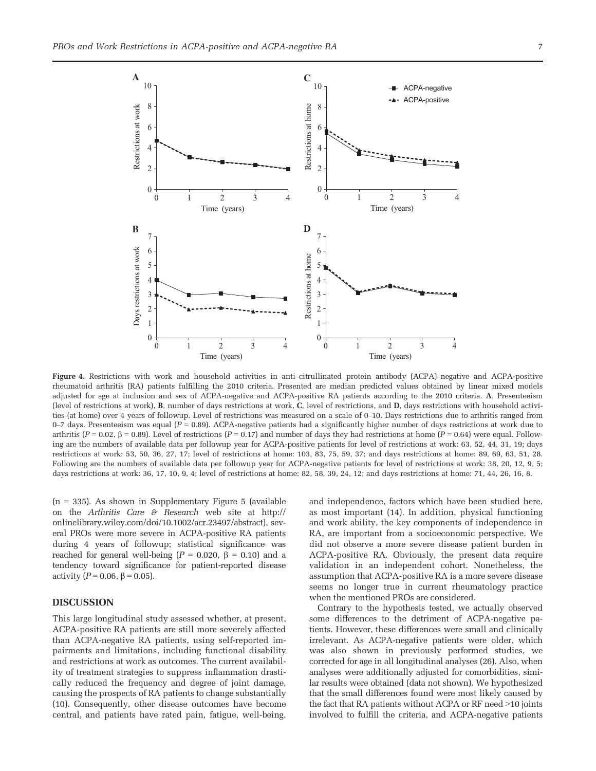**Figure 4.** Restrictions with work and household activities in anti–citrullinated protein antibody (ACPA)–negative and ACPA-positive rheumatoid arthritis (RA) patients fulfilling the 2010 criteria. Presented are median predicted values obtained by linear mixed models adjusted for age at inclusion and sex of ACPA-negative and ACPA-positive RA patients according to the 2010 criteria. **A**, Presenteeism (level of restrictions at work), **B**, number of days restrictions at work, **C**, level of restrictions, and **D**, days restrictions with household activities (at home) over 4 years of followup. Level of restrictions was measured on a scale of 0–10. Days restrictions due to arthritis ranged from 0–7 days. Presenteeism was equal ($P = 0.89$). ACPA-negative patients had a significantly higher number of days restrictions at work due to arthritis ($P = 0.02$, $\beta = 0.89$). Level of restrictions ($P = 0.17$) and number of days they had restrictions at home ($P = 0.64$) were equal. Following are the numbers of available data per followup year for ACPA-positive patients for level of restrictions at work: 63, 52, 44, 31, 19; days restrictions at work: 53, 50, 36, 27, 17; level of restrictions at home: 103, 83, 75, 59, 37; and days restrictions at home: 89, 69, 63, 51, 28. Following are the numbers of available data per followup year for ACPA-negative patients for level of restrictions at work: 38, 20, 12, 9, 5; days restrictions at work: 36, 17, 10, 9, 4; level of restrictions at home: 82, 58, 39, 24, 12; and days restrictions at home: 71, 44, 26, 16, 8.

(n = 335). As shown in Supplementary Figure 5 (available on the *Arthritis Care & Research* web site at http://onlinelibrary.wiley.com/doi/10.1002/acr.23497/abstract), several PROs were more severe in ACPA-positive RA patients during 4 years of followup; statistical significance was reached for general well-being ($P = 0.020$, $\beta = 0.10$) and a tendency toward significance for patient-reported disease activity ($P = 0.06$, $\beta = 0.05$).

## DISCUSSION

This large longitudinal study assessed whether, at present, ACPA-positive RA patients are still more severely affected than ACPA-negative RA patients, using self-reported impairments and limitations, including functional disability and restrictions at work as outcomes. The current availability of treatment strategies to suppress inflammation drastically reduced the frequency and degree of joint damage, causing the prospects of RA patients to change substantially (10). Consequently, other disease outcomes have become central, and patients have rated pain, fatigue, well-being, and independence, factors which have been studied here, as most important (14). In addition, physical functioning and work ability, the key components of independence in RA, are important from a socioeconomic perspective. We did not observe a more severe disease patient burden in ACPA-positive RA. Obviously, the present data require validation in an independent cohort. Nonetheless, the assumption that ACPA-positive RA is a more severe disease seems no longer true in current rheumatology practice when the mentioned PROs are considered.

Contrary to the hypothesis tested, we actually observed some differences to the detriment of ACPA-negative patients. However, these differences were small and clinically irrelevant. As ACPA-negative patients were older, which was also shown in previously performed studies, we corrected for age in all longitudinal analyses (26). Also, when analyses were additionally adjusted for comorbidities, similar results were obtained (data not shown). We hypothesized that the small differences found were most likely caused by the fact that RA patients without ACPA or RF need >10 joints involved to fulfill the criteria, and ACPA-negative patients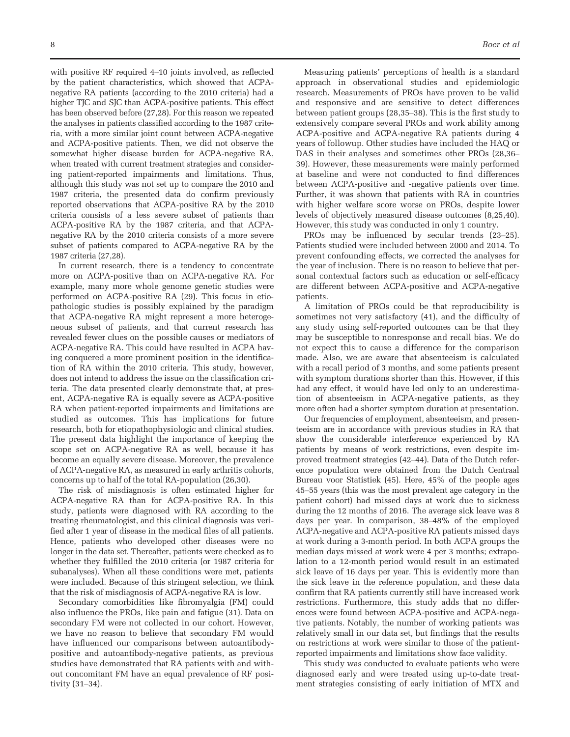with positive RF required 4–10 joints involved, as reflected by the patient characteristics, which showed that ACPA-negative RA patients (according to the 2010 criteria) had a higher TJC and SJC than ACPA-positive patients. This effect has been observed before (27,28). For this reason we repeated the analyses in patients classified according to the 1987 criteria, with a more similar joint count between ACPA-negative and ACPA-positive patients. Then, we did not observe the somewhat higher disease burden for ACPA-negative RA, when treated with current treatment strategies and considering patient-reported impairments and limitations. Thus, although this study was not set up to compare the 2010 and 1987 criteria, the presented data do confirm previously reported observations that ACPA-positive RA by the 2010 criteria consists of a less severe subset of patients than ACPA-positive RA by the 1987 criteria, and that ACPA-negative RA by the 2010 criteria consists of a more severe subset of patients compared to ACPA-negative RA by the 1987 criteria (27,28).

In current research, there is a tendency to concentrate more on ACPA-positive than on ACPA-negative RA. For example, many more whole genome genetic studies were performed on ACPA-positive RA (29). This focus in etiopathologic studies is possibly explained by the paradigm that ACPA-negative RA might represent a more heterogeneous subset of patients, and that current research has revealed fewer clues on the possible causes or mediators of ACPA-negative RA. This could have resulted in ACPA having conquered a more prominent position in the identification of RA within the 2010 criteria. This study, however, does not intend to address the issue on the classification criteria. The data presented clearly demonstrate that, at present, ACPA-negative RA is equally severe as ACPA-positive RA when patient-reported impairments and limitations are studied as outcomes. This has implications for future research, both for etiopathophysiologic and clinical studies. The present data highlight the importance of keeping the scope set on ACPA-negative RA as well, because it has become an equally severe disease. Moreover, the prevalence of ACPA-negative RA, as measured in early arthritis cohorts, concerns up to half of the total RA-population (26,30).

The risk of misdiagnosis is often estimated higher for ACPA-negative RA than for ACPA-positive RA. In this study, patients were diagnosed with RA according to the treating rheumatologist, and this clinical diagnosis was verified after 1 year of disease in the medical files of all patients. Hence, patients who developed other diseases were no longer in the data set. Thereafter, patients were checked as to whether they fulfilled the 2010 criteria (or 1987 criteria for subanalyses). When all these conditions were met, patients were included. Because of this stringent selection, we think that the risk of misdiagnosis of ACPA-negative RA is low.

Secondary comorbidities like fibromyalgia (FM) could also influence the PROs, like pain and fatigue (31). Data on secondary FM were not collected in our cohort. However, we have no reason to believe that secondary FM would have influenced our comparisons between autoantibody-positive and autoantibody-negative patients, as previous studies have demonstrated that RA patients with and without concomitant FM have an equal prevalence of RF positivity (31–34).

Measuring patients' perceptions of health is a standard approach in observational studies and epidemiologic research. Measurements of PROs have proven to be valid and responsive and are sensitive to detect differences between patient groups (28,35–38). This is the first study to extensively compare several PROs and work ability among ACPA-positive and ACPA-negative RA patients during 4 years of followup. Other studies have included the HAQ or DAS in their analyses and sometimes other PROs (28,36–39). However, these measurements were mainly performed at baseline and were not conducted to find differences between ACPA-positive and -negative patients over time. Further, it was shown that patients with RA in countries with higher welfare score worse on PROs, despite lower levels of objectively measured disease outcomes (8,25,40). However, this study was conducted in only 1 country.

PROs may be influenced by secular trends (23–25). Patients studied were included between 2000 and 2014. To prevent confounding effects, we corrected the analyses for the year of inclusion. There is no reason to believe that personal contextual factors such as education or self-efficacy are different between ACPA-positive and ACPA-negative patients.

A limitation of PROs could be that reproducibility is sometimes not very satisfactory (41), and the difficulty of any study using self-reported outcomes can be that they may be susceptible to nonresponse and recall bias. We do not expect this to cause a difference for the comparison made. Also, we are aware that absenteeism is calculated with a recall period of 3 months, and some patients present with symptom durations shorter than this. However, if this had any effect, it would have led only to an underestimation of absenteeism in ACPA-negative patients, as they more often had a shorter symptom duration at presentation.

Our frequencies of employment, absenteeism, and presenteeism are in accordance with previous studies in RA that show the considerable interference experienced by RA patients by means of work restrictions, even despite improved treatment strategies (42–44). Data of the Dutch reference population were obtained from the Dutch Centraal Bureau voor Statistiek (45). Here, 45% of the people ages 45–55 years (this was the most prevalent age category in the patient cohort) had missed days at work due to sickness during the 12 months of 2016. The average sick leave was 8 days per year. In comparison, 38–48% of the employed ACPA-negative and ACPA-positive RA patients missed days at work during a 3-month period. In both ACPA groups the median days missed at work were 4 per 3 months; extrapolation to a 12-month period would result in an estimated sick leave of 16 days per year. This is evidently more than the sick leave in the reference population, and these data confirm that RA patients currently still have increased work restrictions. Furthermore, this study adds that no differences were found between ACPA-positive and ACPA-negative patients. Notably, the number of working patients was relatively small in our data set, but findings that the results on restrictions at work were similar to those of the patient-reported impairments and limitations show face validity.

This study was conducted to evaluate patients who were diagnosed early and were treated using up-to-date treatment strategies consisting of early initiation of MTX and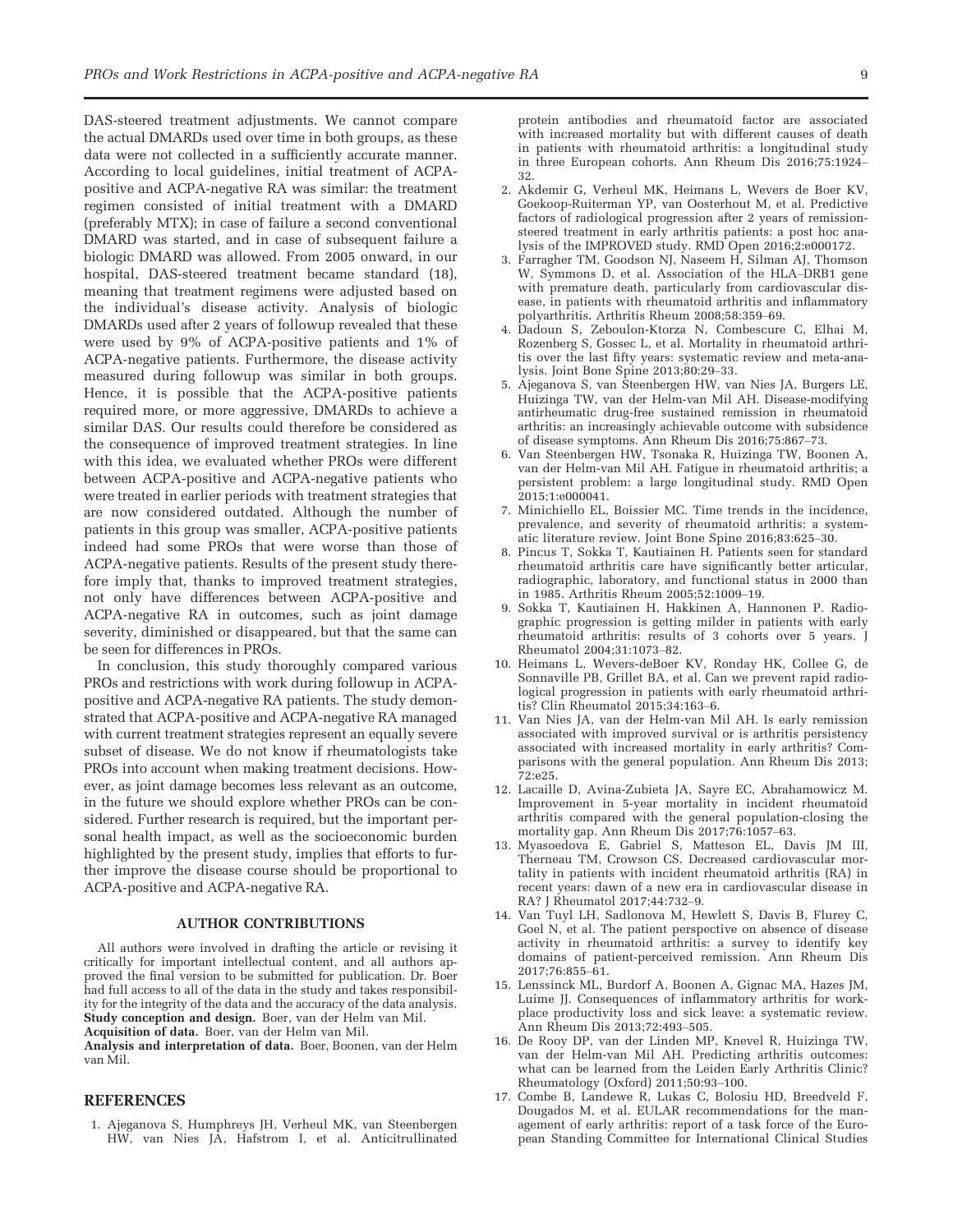DAS-steered treatment adjustments. We cannot compare the actual DMARDs used over time in both groups, as these data were not collected in a sufficiently accurate manner. According to local guidelines, initial treatment of ACPA-positive and ACPA-negative RA was similar: the treatment regimen consisted of initial treatment with a DMARD (preferably MTX); in case of failure a second conventional DMARD was started, and in case of subsequent failure a biologic DMARD was allowed. From 2005 onward, in our hospital, DAS-steered treatment became standard (18), meaning that treatment regimens were adjusted based on the individual's disease activity. Analysis of biologic DMARDs used after 2 years of followup revealed that these were used by 9% of ACPA-positive patients and 1% of ACPA-negative patients. Furthermore, the disease activity measured during followup was similar in both groups. Hence, it is possible that the ACPA-positive patients required more, or more aggressive, DMARDs to achieve a similar DAS. Our results could therefore be considered as the consequence of improved treatment strategies. In line with this idea, we evaluated whether PROs were different between ACPA-positive and ACPA-negative patients who were treated in earlier periods with treatment strategies that are now considered outdated. Although the number of patients in this group was smaller, ACPA-positive patients indeed had some PROs that were worse than those of ACPA-negative patients. Results of the present study therefore imply that, thanks to improved treatment strategies, not only have differences between ACPA-positive and ACPA-negative RA in outcomes, such as joint damage severity, diminished or disappeared, but that the same can be seen for differences in PROs.

In conclusion, this study thoroughly compared various PROs and restrictions with work during followup in ACPA-positive and ACPA-negative RA patients. The study demonstrated that ACPA-positive and ACPA-negative RA managed with current treatment strategies represent an equally severe subset of disease. We do not know if rheumatologists take PROs into account when making treatment decisions. However, as joint damage becomes less relevant as an outcome, in the future we should explore whether PROs can be considered. Further research is required, but the important personal health impact, as well as the socioeconomic burden highlighted by the present study, implies that efforts to further improve the disease course should be proportional to ACPA-positive and ACPA-negative RA.

## AUTHOR CONTRIBUTIONS

All authors were involved in drafting the article or revising it critically for important intellectual content, and all authors approved the final version to be submitted for publication. Dr. Boer had full access to all of the data in the study and takes responsibility for the integrity of the data and the accuracy of the data analysis.

**Study conception and design.** Boer, van der Helm van Mil.

**Acquisition of data.** Boer, van der Helm van Mil.

**Analysis and interpretation of data.** Boer, Boonen, van der Helm van Mil.

## REFERENCES

1. Ajeganova S, Humphreys JH, Verheul MK, van Steenbergen HW, van Nies JA, Hafstrom I, et al. Anticitrullinated protein antibodies and rheumatoid factor are associated with increased mortality but with different causes of death in patients with rheumatoid arthritis: a longitudinal study in three European cohorts. Ann Rheum Dis 2016;75:1924–32.
2. Akdemir G, Verheul MK, Heimans L, Wevers de Boer KV, Goekoop-Ruiterman YP, van Oosterhout M, et al. Predictive factors of radiological progression after 2 years of remission-steered treatment in early arthritis patients: a post hoc analysis of the IMPROVED study. RMD Open 2016;2:e000172.
3. Farragher TM, Goodson NJ, Naseem H, Silman AJ, Thomson W, Symmons D, et al. Association of the HLA–DRB1 gene with premature death, particularly from cardiovascular disease, in patients with rheumatoid arthritis and inflammatory polyarthritis. Arthritis Rheum 2008;58:359–69.
4. Dadoun S, Zeboulon-Ktorza N, Combescure C, Elhai M, Rozenberg S, Gossec L, et al. Mortality in rheumatoid arthritis over the last fifty years: systematic review and meta-analysis. Joint Bone Spine 2013;80:29–33.
5. Ajeganova S, van Steenbergen HW, van Nies JA, Burgers LE, Huizinga TW, van der Helm-van Mil AH. Disease-modifying antirheumatic drug-free sustained remission in rheumatoid arthritis: an increasingly achievable outcome with subsidence of disease symptoms. Ann Rheum Dis 2016;75:867–73.
6. Van Steenbergen HW, Tsonaka R, Huizinga TW, Boonen A, van der Helm-van Mil AH. Fatigue in rheumatoid arthritis; a persistent problem: a large longitudinal study. RMD Open 2015;1:e000041.
7. Minichiello EL, Boissier MC. Time trends in the incidence, prevalence, and severity of rheumatoid arthritis: a systematic literature review. Joint Bone Spine 2016;83:625–30.
8. Pincus T, Sokka T, Kautiainen H. Patients seen for standard rheumatoid arthritis care have significantly better articular, radiographic, laboratory, and functional status in 2000 than in 1985. Arthritis Rheum 2005;52:1009–19.
9. Sokka T, Kautiainen H, Hakkinen A, Hannonen P. Radiographic progression is getting milder in patients with early rheumatoid arthritis: results of 3 cohorts over 5 years. J Rheumatol 2004;31:1073–82.
10. Heimans L, Wevers-deBoer KV, Ronday HK, Collee G, de Sonnaville PB, Grillet BA, et al. Can we prevent rapid radiological progression in patients with early rheumatoid arthritis? Clin Rheumatol 2015;34:163–6.
11. Van Nies JA, van der Helm-van Mil AH. Is early remission associated with improved survival or is arthritis persistency associated with increased mortality in early arthritis? Comparisons with the general population. Ann Rheum Dis 2013;72:e25.
12. Lacaille D, Avina-Zubieta JA, Sayre EC, Abrahamowicz M. Improvement in 5-year mortality in incident rheumatoid arthritis compared with the general population-closing the mortality gap. Ann Rheum Dis 2017;76:1057–63.
13. Myasoedova E, Gabriel S, Matteson EL, Davis JM III, Therneau TM, Crowson CS. Decreased cardiovascular mortality in patients with incident rheumatoid arthritis (RA) in recent years: dawn of a new era in cardiovascular disease in RA? J Rheumatol 2017;44:732–9.
14. Van Tuyl LH, Sadlonova M, Hewlett S, Davis B, Flurey C, Goel N, et al. The patient perspective on absence of disease activity in rheumatoid arthritis: a survey to identify key domains of patient-perceived remission. Ann Rheum Dis 2017;76:855–61.
15. Lenssinck ML, Burdorf A, Boonen A, Gignac MA, Hazes JM, Luime JJ. Consequences of inflammatory arthritis for workplace productivity loss and sick leave: a systematic review. Ann Rheum Dis 2013;72:493–505.
16. De Rooy DP, van der Linden MP, Knevel R, Huizinga TW, van der Helm-van Mil AH. Predicting arthritis outcomes: what can be learned from the Leiden Early Arthritis Clinic? Rheumatology (Oxford) 2011;50:93–100.
17. Combe B, Landewe R, Lukas C, Bolosiu HD, Breedveld F, Dougados M, et al. EULAR recommendations for the management of early arthritis: report of a task force of the European Standing Committee for International Clinical Studies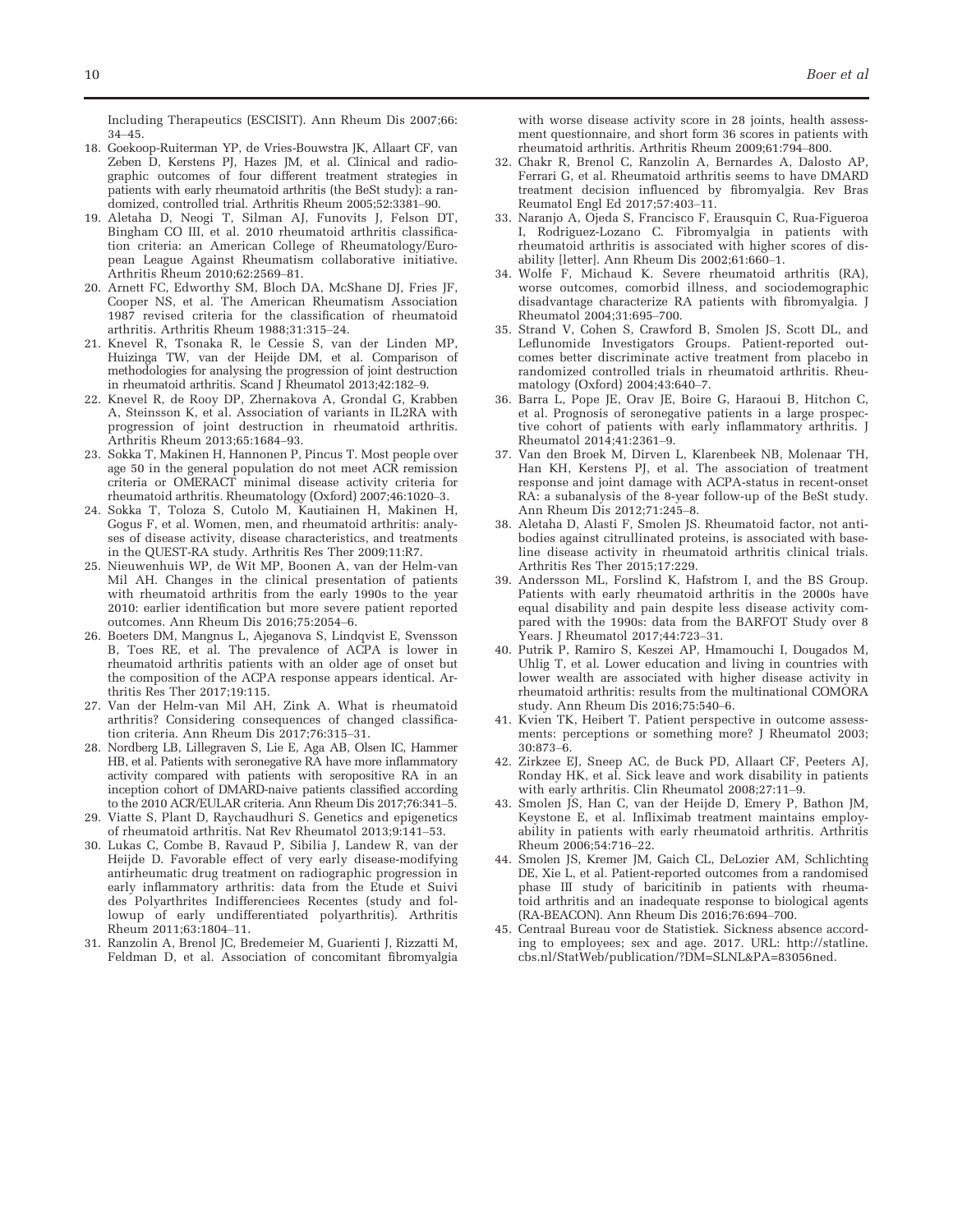Including Therapeutics (ESCISIT). Ann Rheum Dis 2007;66: 34–45.

18. Goekoop-Ruiterman YP, de Vries-Bouwstra JK, Allaart CF, van Zeben D, Kerstens PJ, Hazes JM, et al. Clinical and radiographic outcomes of four different treatment strategies in patients with early rheumatoid arthritis (the BeSt study): a randomized, controlled trial. Arthritis Rheum 2005;52:3381–90.
19. Aletaha D, Neogi T, Silman AJ, Funovits J, Felson DT, Bingham CO III, et al. 2010 rheumatoid arthritis classification criteria: an American College of Rheumatology/European League Against Rheumatism collaborative initiative. Arthritis Rheum 2010;62:2569–81.
20. Arnett FC, Edworthy SM, Bloch DA, McShane DJ, Fries JF, Cooper NS, et al. The American Rheumatism Association 1987 revised criteria for the classification of rheumatoid arthritis. Arthritis Rheum 1988;31:315–24.
21. Knevel R, Tsonaka R, le Cessie S, van der Linden MP, Huizinga TW, van der Heijde DM, et al. Comparison of methodologies for analysing the progression of joint destruction in rheumatoid arthritis. Scand J Rheumatol 2013;42:182–9.
22. Knevel R, de Rooy DP, Zhernakova A, Grondal G, Krabben A, Steinsson K, et al. Association of variants in IL2RA with progression of joint destruction in rheumatoid arthritis. Arthritis Rheum 2013;65:1684–93.
23. Sokka T, Makinen H, Hannonen P, Pincus T. Most people over age 50 in the general population do not meet ACR remission criteria or OMERACT minimal disease activity criteria for rheumatoid arthritis. Rheumatology (Oxford) 2007;46:1020–3.
24. Sokka T, Toloza S, Cutolo M, Kautiainen H, Makinen H, Gogus F, et al. Women, men, and rheumatoid arthritis: analyses of disease activity, disease characteristics, and treatments in the QUEST-RA study. Arthritis Res Ther 2009;11:R7.
25. Nieuwenhuis WP, de Wit MP, Boonen A, van der Helm-van Mil AH. Changes in the clinical presentation of patients with rheumatoid arthritis from the early 1990s to the year 2010: earlier identification but more severe patient reported outcomes. Ann Rheum Dis 2016;75:2054–6.
26. Boeters DM, Mangnus L, Ajeganova S, Lindqvist E, Svensson B, Toes RE, et al. The prevalence of ACPA is lower in rheumatoid arthritis patients with an older age of onset but the composition of the ACPA response appears identical. Arthritis Res Ther 2017;19:115.
27. Van der Helm-van Mil AH, Zink A. What is rheumatoid arthritis? Considering consequences of changed classification criteria. Ann Rheum Dis 2017;76:315–31.
28. Nordberg LB, Lillegraven S, Lie E, Aga AB, Olsen IC, Hammer HB, et al. Patients with seronegative RA have more inflammatory activity compared with patients with seropositive RA in an inception cohort of DMARD-naive patients classified according to the 2010 ACR/EULAR criteria. Ann Rheum Dis 2017;76:341–5.
29. Viatte S, Plant D, Raychaudhuri S. Genetics and epigenetics of rheumatoid arthritis. Nat Rev Rheumatol 2013;9:141–53.
30. Lukas C, Combe B, Ravaud P, Sibilia J, Landew R, van der Heijde D. Favorable effect of very early disease-modifying antirheumatic drug treatment on radiographic progression in early inflammatory arthritis: data from the Etude et Suivi des Polyarthrites Indifferenciees Recentes (study and followup of early undifferentiated polyarthritis). Arthritis Rheum 2011;63:1804–11.
31. Ranzolin A, Brenol JC, Bredemeier M, Guarienti J, Rizzatti M, Feldman D, et al. Association of concomitant fibromyalgia with worse disease activity score in 28 joints, health assessment questionnaire, and short form 36 scores in patients with rheumatoid arthritis. Arthritis Rheum 2009;61:794–800.
32. Chakr R, Brenol C, Ranzolin A, Bernardes A, Dalosto AP, Ferrari G, et al. Rheumatoid arthritis seems to have DMARD treatment decision influenced by fibromyalgia. Rev Bras Reumatol Engl Ed 2017;57:403–11.
33. Naranjo A, Ojeda S, Francisco F, Erausquin C, Rua-Figueroa I, Rodriguez-Lozano C. Fibromyalgia in patients with rheumatoid arthritis is associated with higher scores of disability [letter]. Ann Rheum Dis 2002;61:660–1.
34. Wolfe F, Michaud K. Severe rheumatoid arthritis (RA), worse outcomes, comorbid illness, and sociodemographic disadvantage characterize RA patients with fibromyalgia. J Rheumatol 2004;31:695–700.
35. Strand V, Cohen S, Crawford B, Smolen JS, Scott DL, and Leflunomide Investigators Groups. Patient-reported outcomes better discriminate active treatment from placebo in randomized controlled trials in rheumatoid arthritis. Rheumatology (Oxford) 2004;43:640–7.
36. Barra L, Pope JE, Orav JE, Boire G, Haraoui B, Hitchon C, et al. Prognosis of seronegative patients in a large prospective cohort of patients with early inflammatory arthritis. J Rheumatol 2014;41:2361–9.
37. Van den Broek M, Dirven L, Klarenbeek NB, Molenaar TH, Han KH, Kerstens PJ, et al. The association of treatment response and joint damage with ACPA-status in recent-onset RA: a subanalysis of the 8-year follow-up of the BeSt study. Ann Rheum Dis 2012;71:245–8.
38. Aletaha D, Alasti F, Smolen JS. Rheumatoid factor, not antibodies against citrullinated proteins, is associated with baseline disease activity in rheumatoid arthritis clinical trials. Arthritis Res Ther 2015;17:229.
39. Andersson ML, Forslind K, Hafstrom I, and the BS Group. Patients with early rheumatoid arthritis in the 2000s have equal disability and pain despite less disease activity compared with the 1990s: data from the BARFOT Study over 8 Years. J Rheumatol 2017;44:723–31.
40. Putrik P, Ramiro S, Keszei AP, Hmamouchi I, Dougados M, Uhlig T, et al. Lower education and living in countries with lower wealth are associated with higher disease activity in rheumatoid arthritis: results from the multinational COMORA study. Ann Rheum Dis 2016;75:540–6.
41. Kvien TK, Heibert T. Patient perspective in outcome assessments: perceptions or something more? J Rheumatol 2003; 30:873–6.
42. Zirkzee EJ, Sneep AC, de Buck PD, Allaart CF, Peeters AJ, Ronday HK, et al. Sick leave and work disability in patients with early arthritis. Clin Rheumatol 2008;27:11–9.
43. Smolen JS, Han C, van der Heijde D, Emery P, Bathon JM, Keystone E, et al. Infliximab treatment maintains employability in patients with early rheumatoid arthritis. Arthritis Rheum 2006;54:716–22.
44. Smolen JS, Kremer JM, Gaich CL, DeLozier AM, Schlichting DE, Xie L, et al. Patient-reported outcomes from a randomised phase III study of baricitinib in patients with rheumatoid arthritis and an inadequate response to biological agents (RA-BEACON). Ann Rheum Dis 2016;76:694–700.
45. Centraal Bureau voor de Statistiek. Sickness absence according to employees; sex and age. 2017. URL: http://statline.cbs.nl/StatWeb/publication/?DM=SLNL&PA=83056ned.